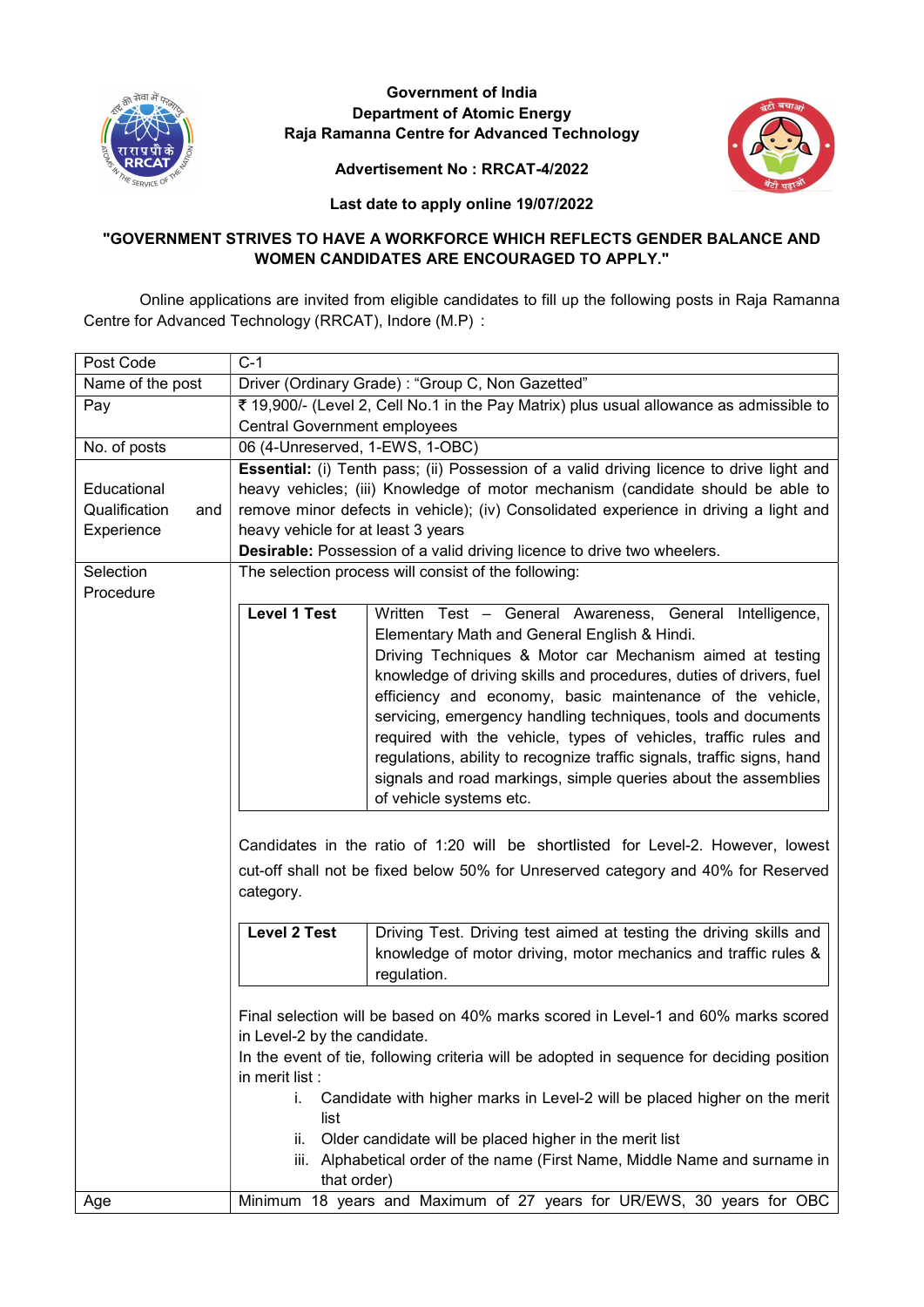# Government of India
## Department of Atomic Energy
## Raja Ramanna Centre for Advanced Technology

**Advertisement No : RRCAT-4/2022**

**Last date to apply online 19/07/2022**

**"GOVERNMENT STRIVES TO HAVE A WORKFORCE WHICH REFLECTS GENDER BALANCE AND WOMEN CANDIDATES ARE ENCOURAGED TO APPLY."**

Online applications are invited from eligible candidates to fill up the following posts in Raja Ramanna Centre for Advanced Technology (RRCAT), Indore (M.P) :

| Post Code | C-1 |
|---|---|
| Name of the post | Driver (Ordinary Grade) : "Group C, Non Gazetted" |
| Pay | ₹ 19,900/- (Level 2, Cell No.1 in the Pay Matrix) plus usual allowance as admissible to Central Government employees |
| No. of posts | 06 (4-Unreserved, 1-EWS, 1-OBC) |
| Educational Qualification and Experience | **Essential:** (i) Tenth pass; (ii) Possession of a valid driving licence to drive light and heavy vehicles; (iii) Knowledge of motor mechanism (candidate should be able to remove minor defects in vehicle); (iv) Consolidated experience in driving a light and heavy vehicle for at least 3 years<br>**Desirable:** Possession of a valid driving licence to drive two wheelers. |
| Selection Procedure | The selection process will consist of the following:<br><br>**Level 1 Test**: Written Test – General Awareness, General Intelligence, Elementary Math and General English & Hindi. Driving Techniques & Motor car Mechanism aimed at testing knowledge of driving skills and procedures, duties of drivers, fuel efficiency and economy, basic maintenance of the vehicle, servicing, emergency handling techniques, tools and documents required with the vehicle, types of vehicles, traffic rules and regulations, ability to recognize traffic signals, traffic signs, hand signals and road markings, simple queries about the assemblies of vehicle systems etc.<br><br>Candidates in the ratio of 1:20 will be shortlisted for Level-2. However, lowest cut-off shall not be fixed below 50% for Unreserved category and 40% for Reserved category.<br><br>**Level 2 Test**: Driving Test. Driving test aimed at testing the driving skills and knowledge of motor driving, motor mechanics and traffic rules & regulation.<br><br>Final selection will be based on 40% marks scored in Level-1 and 60% marks scored in Level-2 by the candidate.<br>In the event of tie, following criteria will be adopted in sequence for deciding position in merit list :<br>i. Candidate with higher marks in Level-2 will be placed higher on the merit list<br>ii. Older candidate will be placed higher in the merit list<br>iii. Alphabetical order of the name (First Name, Middle Name and surname in that order) |
| Age | Minimum 18 years and Maximum of 27 years for UR/EWS, 30 years for OBC |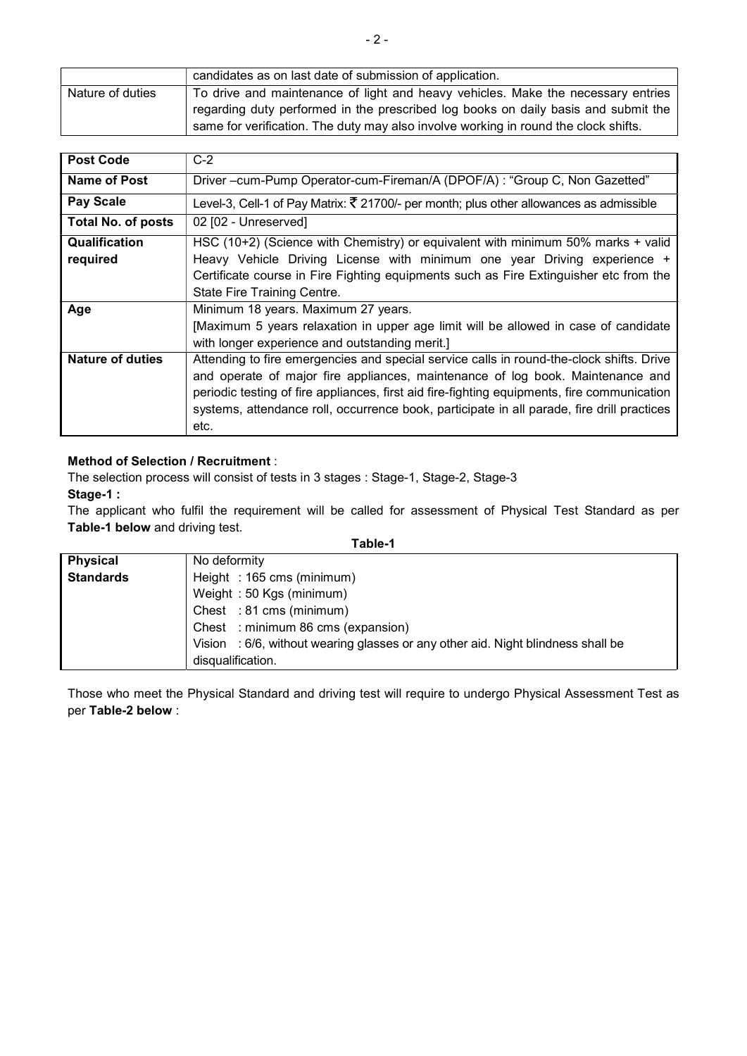| | |
|---|---|
| | candidates as on last date of submission of application. |
| Nature of duties | To drive and maintenance of light and heavy vehicles. Make the necessary entries regarding duty performed in the prescribed log books on daily basis and submit the same for verification. The duty may also involve working in round the clock shifts. |

| **Post Code** | C-2 |
|---|---|
| **Name of Post** | Driver –cum-Pump Operator-cum-Fireman/A (DPOF/A) : "Group C, Non Gazetted" |
| **Pay Scale** | Level-3, Cell-1 of Pay Matrix: ₹ 21700/- per month; plus other allowances as admissible |
| **Total No. of posts** | 02 [02 - Unreserved] |
| **Qualification required** | HSC (10+2) (Science with Chemistry) or equivalent with minimum 50% marks + valid Heavy Vehicle Driving License with minimum one year Driving experience + Certificate course in Fire Fighting equipments such as Fire Extinguisher etc from the State Fire Training Centre. |
| **Age** | Minimum 18 years. Maximum 27 years. [Maximum 5 years relaxation in upper age limit will be allowed in case of candidate with longer experience and outstanding merit.] |
| **Nature of duties** | Attending to fire emergencies and special service calls in round-the-clock shifts. Drive and operate of major fire appliances, maintenance of log book. Maintenance and periodic testing of fire appliances, first aid fire-fighting equipments, fire communication systems, attendance roll, occurrence book, participate in all parade, fire drill practices etc. |

**Method of Selection / Recruitment** :

The selection process will consist of tests in 3 stages : Stage-1, Stage-2, Stage-3

**Stage-1 :**

The applicant who fulfil the requirement will be called for assessment of Physical Test Standard as per **Table-1 below** and driving test.

**Table-1**

| **Physical Standards** | No deformity<br>Height : 165 cms (minimum)<br>Weight : 50 Kgs (minimum)<br>Chest : 81 cms (minimum)<br>Chest : minimum 86 cms (expansion)<br>Vision : 6/6, without wearing glasses or any other aid. Night blindness shall be disqualification. |
|---|---|

Those who meet the Physical Standard and driving test will require to undergo Physical Assessment Test as per **Table-2 below** :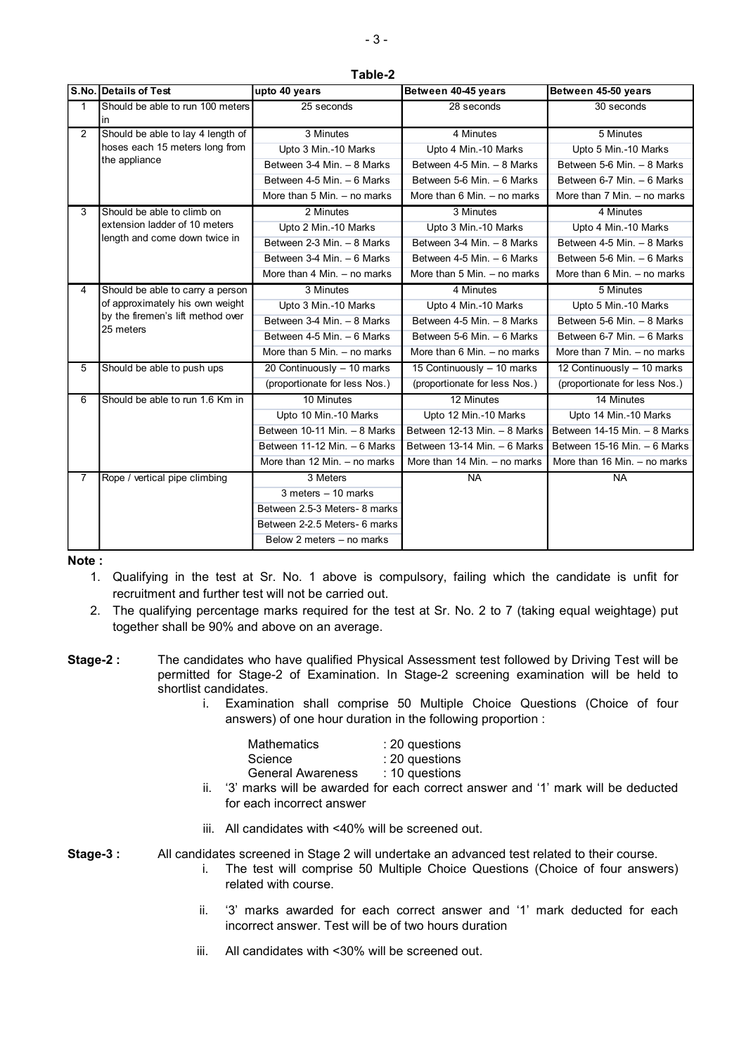**Table-2**

| S.No. | Details of Test | upto 40 years | Between 40-45 years | Between 45-50 years |
|---|---|---|---|---|
| 1 | Should be able to run 100 meters in | 25 seconds | 28 seconds | 30 seconds |
| 2 | Should be able to lay 4 length of hoses each 15 meters long from the appliance | 3 Minutes | 4 Minutes | 5 Minutes |
| | | Upto 3 Min.-10 Marks | Upto 4 Min.-10 Marks | Upto 5 Min.-10 Marks |
| | | Between 3-4 Min. – 8 Marks | Between 4-5 Min. – 8 Marks | Between 5-6 Min. – 8 Marks |
| | | Between 4-5 Min. – 6 Marks | Between 5-6 Min. – 6 Marks | Between 6-7 Min. – 6 Marks |
| | | More than 5 Min. – no marks | More than 6 Min. – no marks | More than 7 Min. – no marks |
| 3 | Should be able to climb on extension ladder of 10 meters length and come down twice in | 2 Minutes | 3 Minutes | 4 Minutes |
| | | Upto 2 Min.-10 Marks | Upto 3 Min.-10 Marks | Upto 4 Min.-10 Marks |
| | | Between 2-3 Min. – 8 Marks | Between 3-4 Min. – 8 Marks | Between 4-5 Min. – 8 Marks |
| | | Between 3-4 Min. – 6 Marks | Between 4-5 Min. – 6 Marks | Between 5-6 Min. – 6 Marks |
| | | More than 4 Min. – no marks | More than 5 Min. – no marks | More than 6 Min. – no marks |
| 4 | Should be able to carry a person of approximately his own weight by the firemen's lift method over 25 meters | 3 Minutes | 4 Minutes | 5 Minutes |
| | | Upto 3 Min.-10 Marks | Upto 4 Min.-10 Marks | Upto 5 Min.-10 Marks |
| | | Between 3-4 Min. – 8 Marks | Between 4-5 Min. – 8 Marks | Between 5-6 Min. – 8 Marks |
| | | Between 4-5 Min. – 6 Marks | Between 5-6 Min. – 6 Marks | Between 6-7 Min. – 6 Marks |
| | | More than 5 Min. – no marks | More than 6 Min. – no marks | More than 7 Min. – no marks |
| 5 | Should be able to push ups | 20 Continuously – 10 marks | 15 Continuously – 10 marks | 12 Continuously – 10 marks |
| | | (proportionate for less Nos.) | (proportionate for less Nos.) | (proportionate for less Nos.) |
| 6 | Should be able to run 1.6 Km in | 10 Minutes | 12 Minutes | 14 Minutes |
| | | Upto 10 Min.-10 Marks | Upto 12 Min.-10 Marks | Upto 14 Min.-10 Marks |
| | | Between 10-11 Min. – 8 Marks | Between 12-13 Min. – 8 Marks | Between 14-15 Min. – 8 Marks |
| | | Between 11-12 Min. – 6 Marks | Between 13-14 Min. – 6 Marks | Between 15-16 Min. – 6 Marks |
| | | More than 12 Min. – no marks | More than 14 Min. – no marks | More than 16 Min. – no marks |
| 7 | Rope / vertical pipe climbing | 3 Meters | NA | NA |
| | | 3 meters – 10 marks | | |
| | | Between 2.5-3 Meters- 8 marks | | |
| | | Between 2-2.5 Meters- 6 marks | | |
| | | Below 2 meters – no marks | | |

**Note :**

1. Qualifying in the test at Sr. No. 1 above is compulsory, failing which the candidate is unfit for recruitment and further test will not be carried out.
2. The qualifying percentage marks required for the test at Sr. No. 2 to 7 (taking equal weightage) put together shall be 90% and above on an average.

**Stage-2 :** The candidates who have qualified Physical Assessment test followed by Driving Test will be permitted for Stage-2 of Examination. In Stage-2 screening examination will be held to shortlist candidates.

i. Examination shall comprise 50 Multiple Choice Questions (Choice of four answers) of one hour duration in the following proportion :

| | |
|---|---|
| Mathematics | : 20 questions |
| Science | : 20 questions |
| General Awareness | : 10 questions |

ii. '3' marks will be awarded for each correct answer and '1' mark will be deducted for each incorrect answer

iii. All candidates with <40% will be screened out.

**Stage-3 :** All candidates screened in Stage 2 will undertake an advanced test related to their course.

i. The test will comprise 50 Multiple Choice Questions (Choice of four answers) related with course.

ii. '3' marks awarded for each correct answer and '1' mark deducted for each incorrect answer. Test will be of two hours duration

iii. All candidates with <30% will be screened out.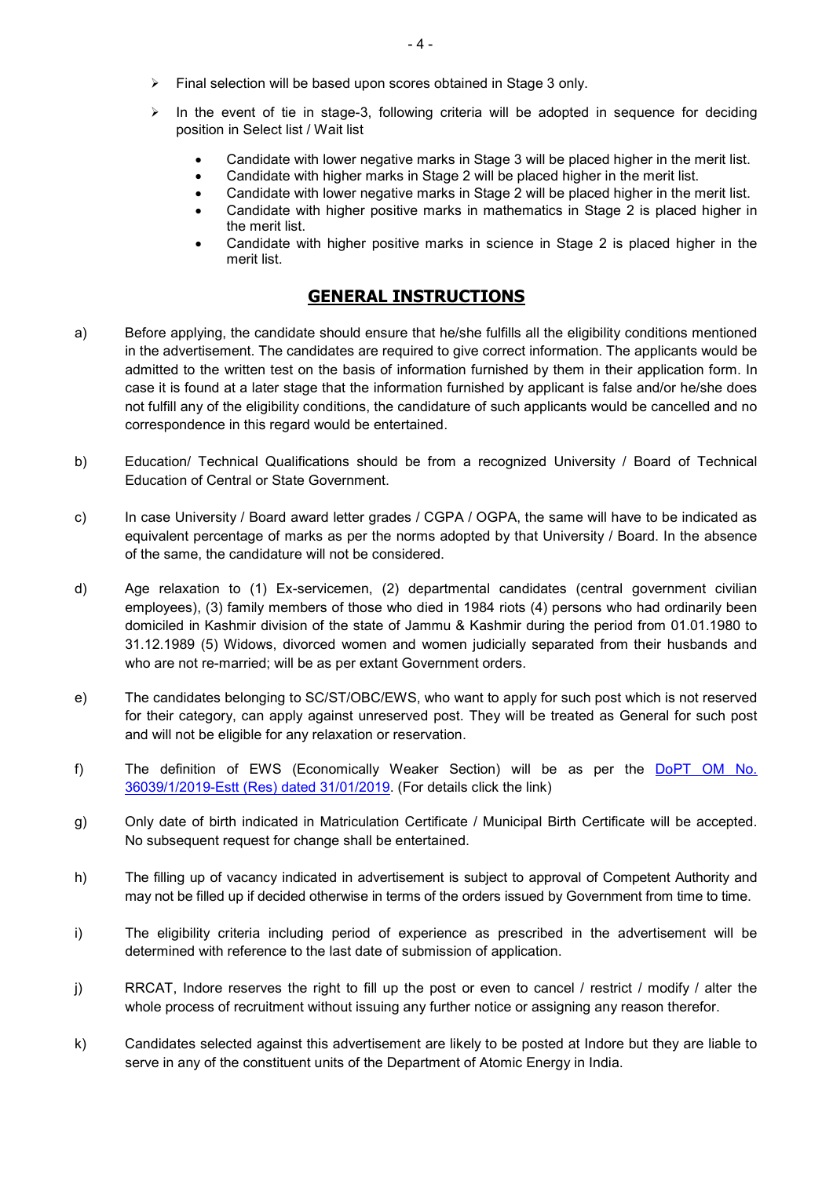- Final selection will be based upon scores obtained in Stage 3 only.
- In the event of tie in stage-3, following criteria will be adopted in sequence for deciding position in Select list / Wait list
  - Candidate with lower negative marks in Stage 3 will be placed higher in the merit list.
  - Candidate with higher marks in Stage 2 will be placed higher in the merit list.
  - Candidate with lower negative marks in Stage 2 will be placed higher in the merit list.
  - Candidate with higher positive marks in mathematics in Stage 2 is placed higher in the merit list.
  - Candidate with higher positive marks in science in Stage 2 is placed higher in the merit list.

## GENERAL INSTRUCTIONS

a) Before applying, the candidate should ensure that he/she fulfills all the eligibility conditions mentioned in the advertisement. The candidates are required to give correct information. The applicants would be admitted to the written test on the basis of information furnished by them in their application form. In case it is found at a later stage that the information furnished by applicant is false and/or he/she does not fulfill any of the eligibility conditions, the candidature of such applicants would be cancelled and no correspondence in this regard would be entertained.

b) Education/ Technical Qualifications should be from a recognized University / Board of Technical Education of Central or State Government.

c) In case University / Board award letter grades / CGPA / OGPA, the same will have to be indicated as equivalent percentage of marks as per the norms adopted by that University / Board. In the absence of the same, the candidature will not be considered.

d) Age relaxation to (1) Ex-servicemen, (2) departmental candidates (central government civilian employees), (3) family members of those who died in 1984 riots (4) persons who had ordinarily been domiciled in Kashmir division of the state of Jammu & Kashmir during the period from 01.01.1980 to 31.12.1989 (5) Widows, divorced women and women judicially separated from their husbands and who are not re-married; will be as per extant Government orders.

e) The candidates belonging to SC/ST/OBC/EWS, who want to apply for such post which is not reserved for their category, can apply against unreserved post. They will be treated as General for such post and will not be eligible for any relaxation or reservation.

f) The definition of EWS (Economically Weaker Section) will be as per the DoPT OM No. 36039/1/2019-Estt (Res) dated 31/01/2019. (For details click the link)

g) Only date of birth indicated in Matriculation Certificate / Municipal Birth Certificate will be accepted. No subsequent request for change shall be entertained.

h) The filling up of vacancy indicated in advertisement is subject to approval of Competent Authority and may not be filled up if decided otherwise in terms of the orders issued by Government from time to time.

i) The eligibility criteria including period of experience as prescribed in the advertisement will be determined with reference to the last date of submission of application.

j) RRCAT, Indore reserves the right to fill up the post or even to cancel / restrict / modify / alter the whole process of recruitment without issuing any further notice or assigning any reason therefor.

k) Candidates selected against this advertisement are likely to be posted at Indore but they are liable to serve in any of the constituent units of the Department of Atomic Energy in India.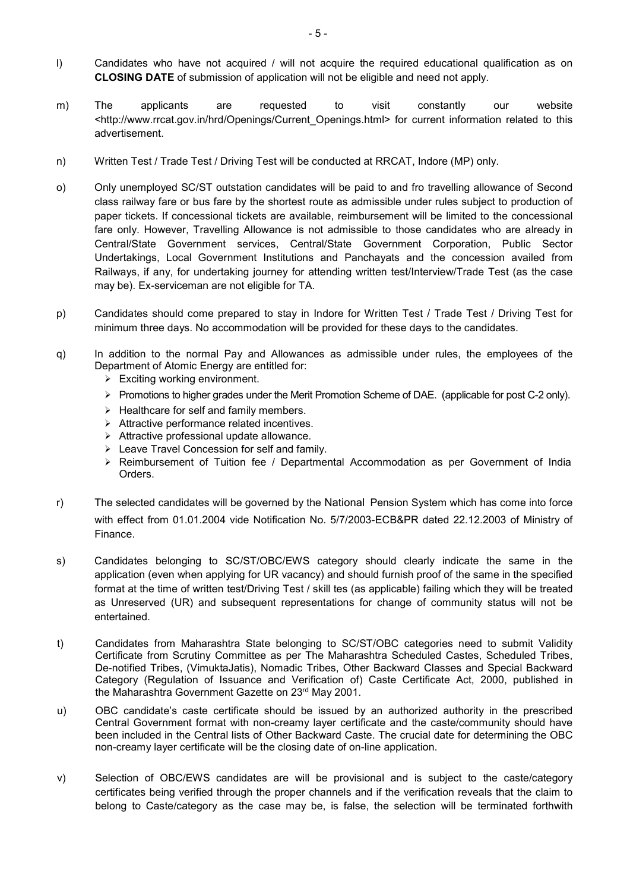l) Candidates who have not acquired / will not acquire the required educational qualification as on **CLOSING DATE** of submission of application will not be eligible and need not apply.

m) The applicants are requested to visit constantly our website <http://www.rrcat.gov.in/hrd/Openings/Current_Openings.html> for current information related to this advertisement.

n) Written Test / Trade Test / Driving Test will be conducted at RRCAT, Indore (MP) only.

o) Only unemployed SC/ST outstation candidates will be paid to and fro travelling allowance of Second class railway fare or bus fare by the shortest route as admissible under rules subject to production of paper tickets. If concessional tickets are available, reimbursement will be limited to the concessional fare only. However, Travelling Allowance is not admissible to those candidates who are already in Central/State Government services, Central/State Government Corporation, Public Sector Undertakings, Local Government Institutions and Panchayats and the concession availed from Railways, if any, for undertaking journey for attending written test/Interview/Trade Test (as the case may be). Ex-serviceman are not eligible for TA.

p) Candidates should come prepared to stay in Indore for Written Test / Trade Test / Driving Test for minimum three days. No accommodation will be provided for these days to the candidates.

q) In addition to the normal Pay and Allowances as admissible under rules, the employees of the Department of Atomic Energy are entitled for:
   - Exciting working environment.
   - Promotions to higher grades under the Merit Promotion Scheme of DAE. (applicable for post C-2 only).
   - Healthcare for self and family members.
   - Attractive performance related incentives.
   - Attractive professional update allowance.
   - Leave Travel Concession for self and family.
   - Reimbursement of Tuition fee / Departmental Accommodation as per Government of India Orders.

r) The selected candidates will be governed by the National Pension System which has come into force with effect from 01.01.2004 vide Notification No. 5/7/2003-ECB&PR dated 22.12.2003 of Ministry of Finance.

s) Candidates belonging to SC/ST/OBC/EWS category should clearly indicate the same in the application (even when applying for UR vacancy) and should furnish proof of the same in the specified format at the time of written test/Driving Test / skill tes (as applicable) failing which they will be treated as Unreserved (UR) and subsequent representations for change of community status will not be entertained.

t) Candidates from Maharashtra State belonging to SC/ST/OBC categories need to submit Validity Certificate from Scrutiny Committee as per The Maharashtra Scheduled Castes, Scheduled Tribes, De-notified Tribes, (VimuktaJatis), Nomadic Tribes, Other Backward Classes and Special Backward Category (Regulation of Issuance and Verification of) Caste Certificate Act, 2000, published in the Maharashtra Government Gazette on 23rd May 2001.

u) OBC candidate's caste certificate should be issued by an authorized authority in the prescribed Central Government format with non-creamy layer certificate and the caste/community should have been included in the Central lists of Other Backward Caste. The crucial date for determining the OBC non-creamy layer certificate will be the closing date of on-line application.

v) Selection of OBC/EWS candidates are will be provisional and is subject to the caste/category certificates being verified through the proper channels and if the verification reveals that the claim to belong to Caste/category as the case may be, is false, the selection will be terminated forthwith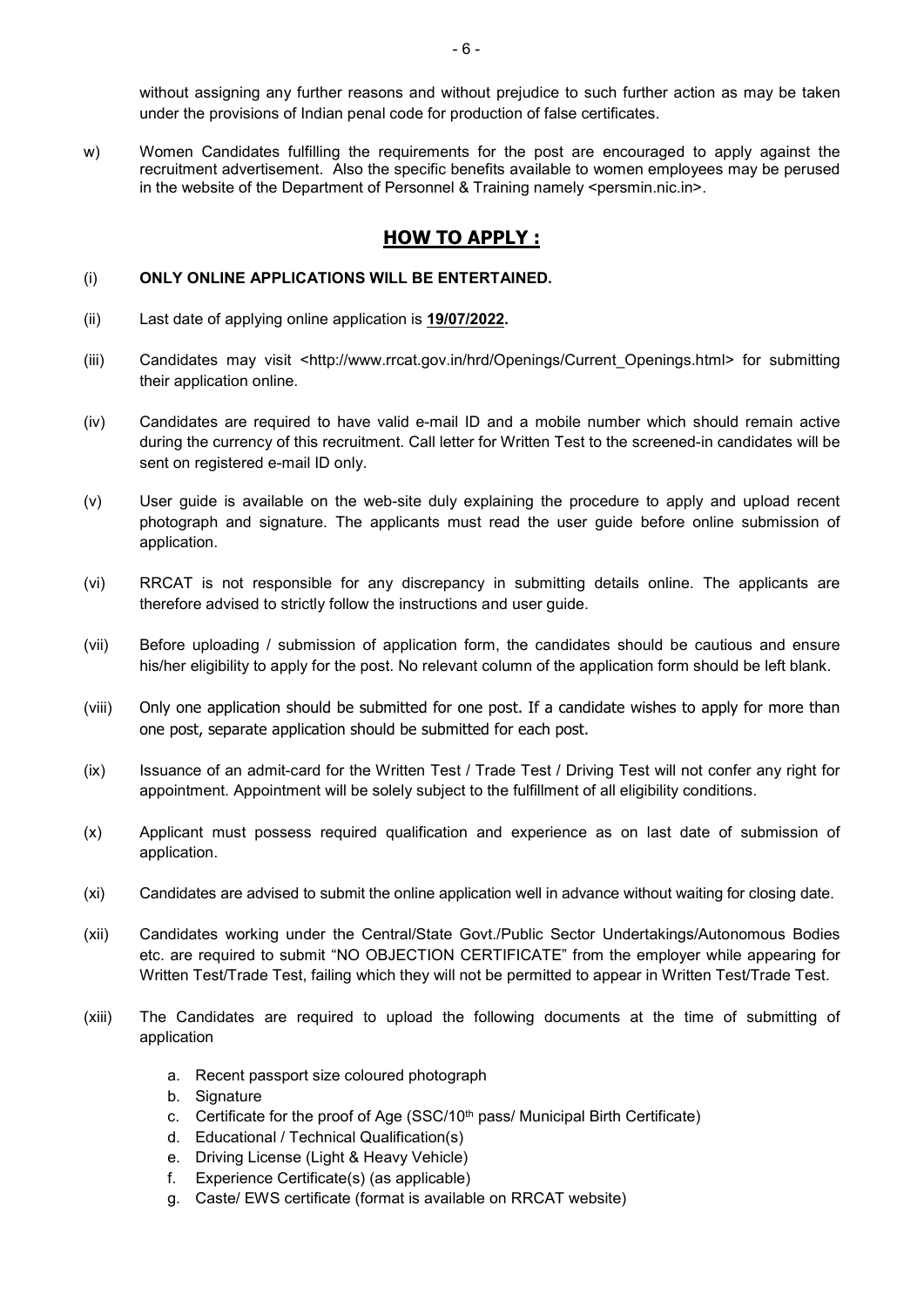without assigning any further reasons and without prejudice to such further action as may be taken under the provisions of Indian penal code for production of false certificates.

w) Women Candidates fulfilling the requirements for the post are encouraged to apply against the recruitment advertisement. Also the specific benefits available to women employees may be perused in the website of the Department of Personnel & Training namely <persmin.nic.in>.

## HOW TO APPLY :

(i) **ONLY ONLINE APPLICATIONS WILL BE ENTERTAINED.**

(ii) Last date of applying online application is **19/07/2022.**

(iii) Candidates may visit <http://www.rrcat.gov.in/hrd/Openings/Current_Openings.html> for submitting their application online.

(iv) Candidates are required to have valid e-mail ID and a mobile number which should remain active during the currency of this recruitment. Call letter for Written Test to the screened-in candidates will be sent on registered e-mail ID only.

(v) User guide is available on the web-site duly explaining the procedure to apply and upload recent photograph and signature. The applicants must read the user guide before online submission of application.

(vi) RRCAT is not responsible for any discrepancy in submitting details online. The applicants are therefore advised to strictly follow the instructions and user guide.

(vii) Before uploading / submission of application form, the candidates should be cautious and ensure his/her eligibility to apply for the post. No relevant column of the application form should be left blank.

(viii) Only one application should be submitted for one post. If a candidate wishes to apply for more than one post, separate application should be submitted for each post.

(ix) Issuance of an admit-card for the Written Test / Trade Test / Driving Test will not confer any right for appointment. Appointment will be solely subject to the fulfillment of all eligibility conditions.

(x) Applicant must possess required qualification and experience as on last date of submission of application.

(xi) Candidates are advised to submit the online application well in advance without waiting for closing date.

(xii) Candidates working under the Central/State Govt./Public Sector Undertakings/Autonomous Bodies etc. are required to submit "NO OBJECTION CERTIFICATE" from the employer while appearing for Written Test/Trade Test, failing which they will not be permitted to appear in Written Test/Trade Test.

(xiii) The Candidates are required to upload the following documents at the time of submitting of application

a. Recent passport size coloured photograph
b. Signature
c. Certificate for the proof of Age (SSC/10th pass/ Municipal Birth Certificate)
d. Educational / Technical Qualification(s)
e. Driving License (Light & Heavy Vehicle)
f. Experience Certificate(s) (as applicable)
g. Caste/ EWS certificate (format is available on RRCAT website)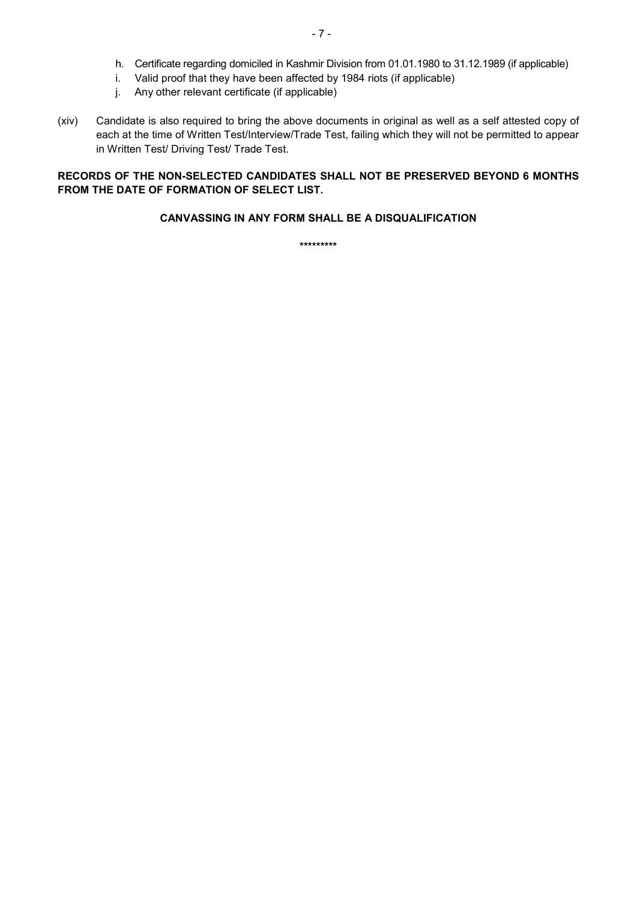h. Certificate regarding domiciled in Kashmir Division from 01.01.1980 to 31.12.1989 (if applicable)
i. Valid proof that they have been affected by 1984 riots (if applicable)
j. Any other relevant certificate (if applicable)

(xiv) Candidate is also required to bring the above documents in original as well as a self attested copy of each at the time of Written Test/Interview/Trade Test, failing which they will not be permitted to appear in Written Test/ Driving Test/ Trade Test.

**RECORDS OF THE NON-SELECTED CANDIDATES SHALL NOT BE PRESERVED BEYOND 6 MONTHS FROM THE DATE OF FORMATION OF SELECT LIST.**

**CANVASSING IN ANY FORM SHALL BE A DISQUALIFICATION**

*********